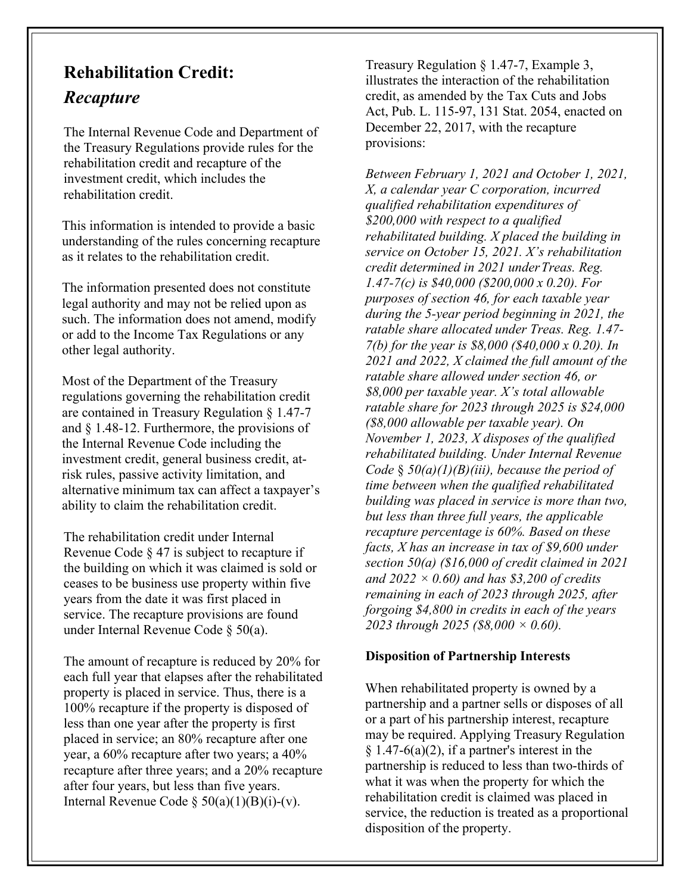# Rehabilitation Credit:

## *Recapture*

The Internal Revenue Code and Department of the Treasury Regulations provide rules for the rehabilitation credit and recapture of the investment credit, which includes the rehabilitation credit.

This information is intended to provide a basic understanding of the rules concerning recapture as it relates to the rehabilitation credit.

The information presented does not constitute legal authority and may not be relied upon as such. The information does not amend, modify or add to the Income Tax Regulations or any other legal authority.

Most of the Department of the Treasury regulations governing the rehabilitation credit are contained in Treasury Regulation § 1.47-7 and § 1.48-12. Furthermore, the provisions of the Internal Revenue Code including the investment credit, general business credit, at-risk rules, passive activity limitation, and alternative minimum tax can affect a taxpayer's ability to claim the rehabilitation credit.

The rehabilitation credit under Internal Revenue Code § 47 is subject to recapture if the building on which it was claimed is sold or ceases to be business use property within five years from the date it was first placed in service. The recapture provisions are found under Internal Revenue Code § 50(a).

The amount of recapture is reduced by 20% for each full year that elapses after the rehabilitated property is placed in service. Thus, there is a 100% recapture if the property is disposed of less than one year after the property is first placed in service; an 80% recapture after one year, a 60% recapture after two years; a 40% recapture after three years; and a 20% recapture after four years, but less than five years. Internal Revenue Code § 50(a)(1)(B)(i)-(v).

Treasury Regulation § 1.47-7, Example 3, illustrates the interaction of the rehabilitation credit, as amended by the Tax Cuts and Jobs Act, Pub. L. 115-97, 131 Stat. 2054, enacted on December 22, 2017, with the recapture provisions:

*Between February 1, 2021 and October 1, 2021, X, a calendar year C corporation, incurred qualified rehabilitation expenditures of $200,000 with respect to a qualified rehabilitated building. X placed the building in service on October 15, 2021. X's rehabilitation credit determined in 2021 under Treas. Reg. 1.47-7(c) is $40,000 ($200,000 x 0.20). For purposes of section 46, for each taxable year during the 5-year period beginning in 2021, the ratable share allocated under Treas. Reg. 1.47-7(b) for the year is $8,000 ($40,000 x 0.20). In 2021 and 2022, X claimed the full amount of the ratable share allowed under section 46, or $8,000 per taxable year. X's total allowable ratable share for 2023 through 2025 is $24,000 ($8,000 allowable per taxable year). On November 1, 2023, X disposes of the qualified rehabilitated building. Under Internal Revenue Code § 50(a)(1)(B)(iii), because the period of time between when the qualified rehabilitated building was placed in service is more than two, but less than three full years, the applicable recapture percentage is 60%. Based on these facts, X has an increase in tax of $9,600 under section 50(a) ($16,000 of credit claimed in 2021 and 2022 × 0.60) and has $3,200 of credits remaining in each of 2023 through 2025, after forgoing $4,800 in credits in each of the years 2023 through 2025 ($8,000 × 0.60).*

**Disposition of Partnership Interests**

When rehabilitated property is owned by a partnership and a partner sells or disposes of all or a part of his partnership interest, recapture may be required. Applying Treasury Regulation § 1.47-6(a)(2), if a partner's interest in the partnership is reduced to less than two-thirds of what it was when the property for which the rehabilitation credit is claimed was placed in service, the reduction is treated as a proportional disposition of the property.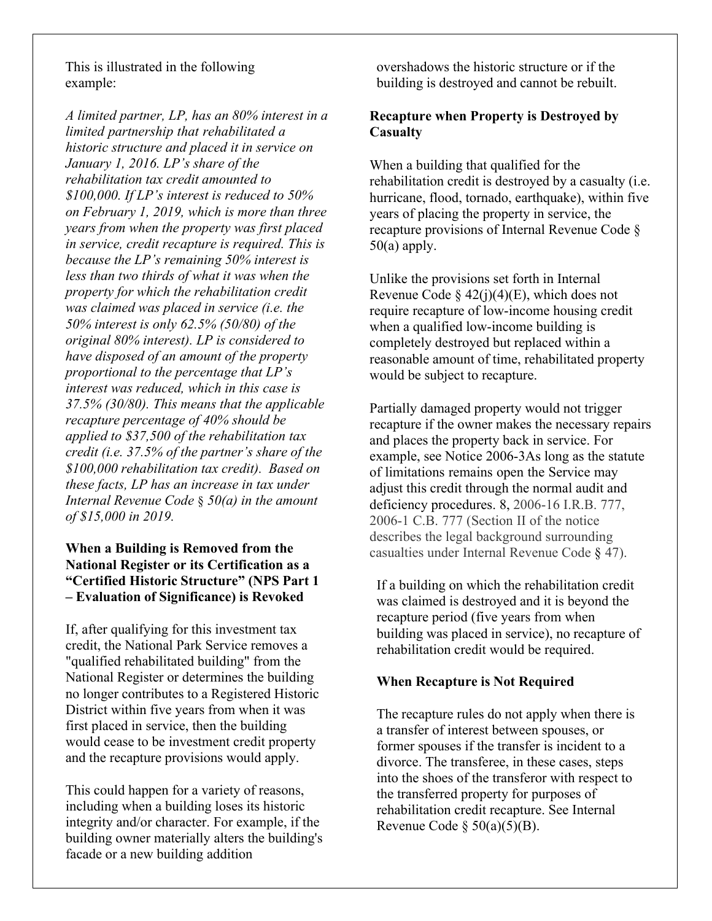This is illustrated in the following example:

*A limited partner, LP, has an 80% interest in a limited partnership that rehabilitated a historic structure and placed it in service on January 1, 2016. LP's share of the rehabilitation tax credit amounted to $100,000. If LP's interest is reduced to 50% on February 1, 2019, which is more than three years from when the property was first placed in service, credit recapture is required. This is because the LP's remaining 50% interest is less than two thirds of what it was when the property for which the rehabilitation credit was claimed was placed in service (i.e. the 50% interest is only 62.5% (50/80) of the original 80% interest). LP is considered to have disposed of an amount of the property proportional to the percentage that LP's interest was reduced, which in this case is 37.5% (30/80). This means that the applicable recapture percentage of 40% should be applied to $37,500 of the rehabilitation tax credit (i.e. 37.5% of the partner's share of the $100,000 rehabilitation tax credit). Based on these facts, LP has an increase in tax under Internal Revenue Code § 50(a) in the amount of $15,000 in 2019.*

**When a Building is Removed from the National Register or its Certification as a "Certified Historic Structure" (NPS Part 1 – Evaluation of Significance) is Revoked**

If, after qualifying for this investment tax credit, the National Park Service removes a "qualified rehabilitated building" from the National Register or determines the building no longer contributes to a Registered Historic District within five years from when it was first placed in service, then the building would cease to be investment credit property and the recapture provisions would apply.

This could happen for a variety of reasons, including when a building loses its historic integrity and/or character. For example, if the building owner materially alters the building's facade or a new building addition overshadows the historic structure or if the building is destroyed and cannot be rebuilt.

**Recapture when Property is Destroyed by Casualty**

When a building that qualified for the rehabilitation credit is destroyed by a casualty (i.e. hurricane, flood, tornado, earthquake), within five years of placing the property in service, the recapture provisions of Internal Revenue Code § 50(a) apply.

Unlike the provisions set forth in Internal Revenue Code § 42(j)(4)(E), which does not require recapture of low-income housing credit when a qualified low-income building is completely destroyed but replaced within a reasonable amount of time, rehabilitated property would be subject to recapture.

Partially damaged property would not trigger recapture if the owner makes the necessary repairs and places the property back in service. For example, see Notice 2006-3As long as the statute of limitations remains open the Service may adjust this credit through the normal audit and deficiency procedures. 8, 2006-16 I.R.B. 777, 2006-1 C.B. 777 (Section II of the notice describes the legal background surrounding casualties under Internal Revenue Code § 47).

If a building on which the rehabilitation credit was claimed is destroyed and it is beyond the recapture period (five years from when building was placed in service), no recapture of rehabilitation credit would be required.

**When Recapture is Not Required**

The recapture rules do not apply when there is a transfer of interest between spouses, or former spouses if the transfer is incident to a divorce. The transferee, in these cases, steps into the shoes of the transferor with respect to the transferred property for purposes of rehabilitation credit recapture. See Internal Revenue Code § 50(a)(5)(B).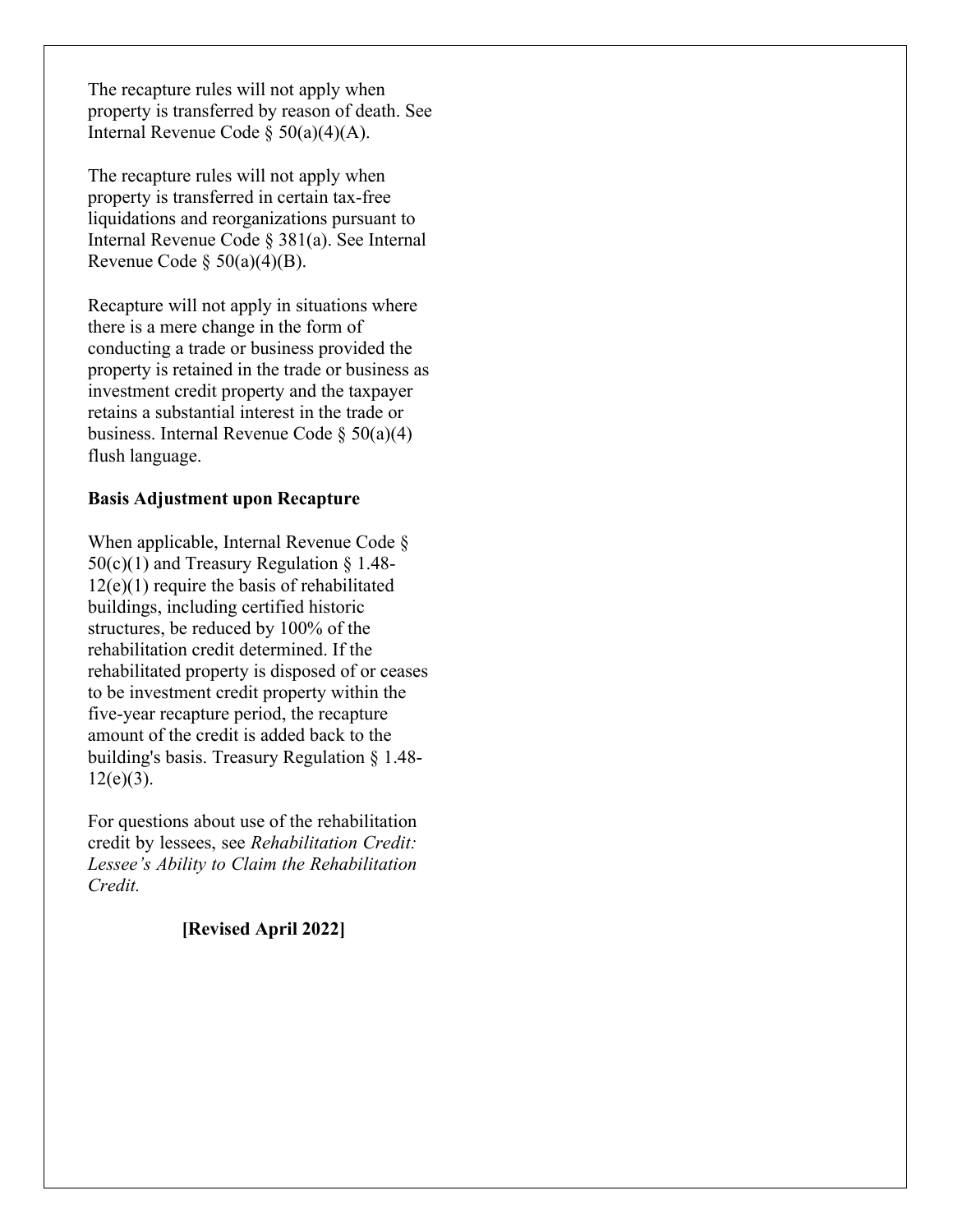The recapture rules will not apply when property is transferred by reason of death. See Internal Revenue Code § 50(a)(4)(A).

The recapture rules will not apply when property is transferred in certain tax-free liquidations and reorganizations pursuant to Internal Revenue Code § 381(a). See Internal Revenue Code § 50(a)(4)(B).

Recapture will not apply in situations where there is a mere change in the form of conducting a trade or business provided the property is retained in the trade or business as investment credit property and the taxpayer retains a substantial interest in the trade or business. Internal Revenue Code § 50(a)(4) flush language.

**Basis Adjustment upon Recapture**

When applicable, Internal Revenue Code § 50(c)(1) and Treasury Regulation § 1.48-12(e)(1) require the basis of rehabilitated buildings, including certified historic structures, be reduced by 100% of the rehabilitation credit determined. If the rehabilitated property is disposed of or ceases to be investment credit property within the five-year recapture period, the recapture amount of the credit is added back to the building's basis. Treasury Regulation § 1.48-12(e)(3).

For questions about use of the rehabilitation credit by lessees, see *Rehabilitation Credit: Lessee's Ability to Claim the Rehabilitation Credit.*

**[Revised April 2022]**